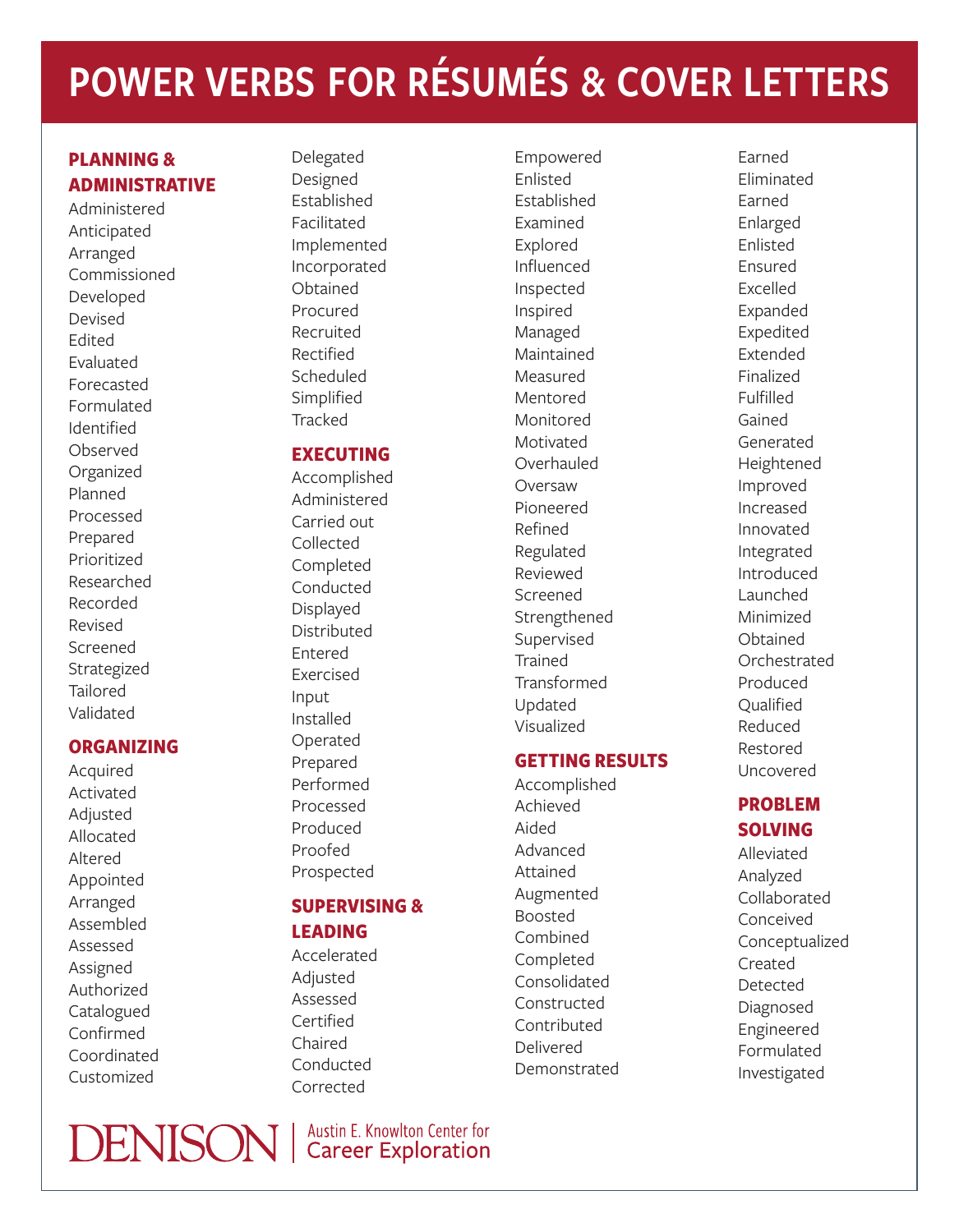# POWER VERBS FOR RÉSUMÉS & COVER LETTERS

## PLANNING & ADMINISTRATIVE

Administered
Anticipated
Arranged
Commissioned
Developed
Devised
Edited
Evaluated
Forecasted
Formulated
Identified
Observed
Organized
Planned
Processed
Prepared
Prioritized
Researched
Recorded
Revised
Screened
Strategized
Tailored
Validated

## ORGANIZING

Acquired
Activated
Adjusted
Allocated
Altered
Appointed
Arranged
Assembled
Assessed
Assigned
Authorized
Catalogued
Confirmed
Coordinated
Customized
Delegated
Designed
Established
Facilitated
Implemented
Incorporated
Obtained
Procured
Recruited
Rectified
Scheduled
Simplified
Tracked

## EXECUTING

Accomplished
Administered
Carried out
Collected
Completed
Conducted
Displayed
Distributed
Entered
Exercised
Input
Installed
Operated
Prepared
Performed
Processed
Produced
Proofed
Prospected

## SUPERVISING & LEADING

Accelerated
Adjusted
Assessed
Certified
Chaired
Conducted
Corrected
Empowered
Enlisted
Established
Examined
Explored
Influenced
Inspected
Inspired
Managed
Maintained
Measured
Mentored
Monitored
Motivated
Overhauled
Oversaw
Pioneered
Refined
Regulated
Reviewed
Screened
Strengthened
Supervised
Trained
Transformed
Updated
Visualized

## GETTING RESULTS

Accomplished
Achieved
Aided
Advanced
Attained
Augmented
Boosted
Combined
Completed
Consolidated
Constructed
Contributed
Delivered
Demonstrated
Earned
Eliminated
Earned
Enlarged
Enlisted
Ensured
Excelled
Expanded
Expedited
Extended
Finalized
Fulfilled
Gained
Generated
Heightened
Improved
Increased
Innovated
Integrated
Introduced
Launched
Minimized
Obtained
Orchestrated
Produced
Qualified
Reduced
Restored
Uncovered

## PROBLEM SOLVING

Alleviated
Analyzed
Collaborated
Conceived
Conceptualized
Created
Detected
Diagnosed
Engineered
Formulated
Investigated

DENISON | Austin E. Knowlton Center for Career Exploration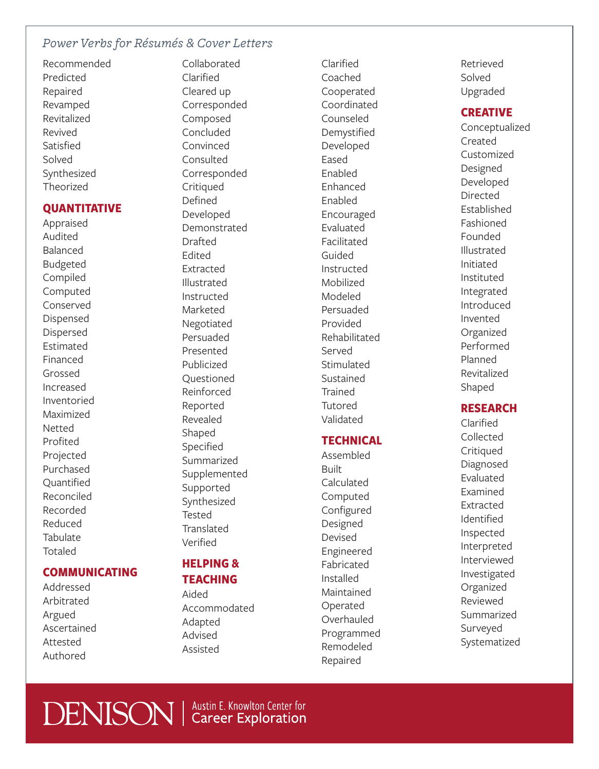*Power Verbs for Résumés & Cover Letters*

Recommended
Predicted
Repaired
Revamped
Revitalized
Revived
Satisfied
Solved
Synthesized
Theorized

## QUANTITATIVE

Appraised
Audited
Balanced
Budgeted
Compiled
Computed
Conserved
Dispensed
Dispersed
Estimated
Financed
Grossed
Increased
Inventoried
Maximized
Netted
Profited
Projected
Purchased
Quantified
Reconciled
Recorded
Reduced
Tabulate
Totaled

## COMMUNICATING

Addressed
Arbitrated
Argued
Ascertained
Attested
Authored
Collaborated
Clarified
Cleared up
Corresponded
Composed
Concluded
Convinced
Consulted
Corresponded
Critiqued
Defined
Developed
Demonstrated
Drafted
Edited
Extracted
Illustrated
Instructed
Marketed
Negotiated
Persuaded
Presented
Publicized
Questioned
Reinforced
Reported
Revealed
Shaped
Specified
Summarized
Supplemented
Supported
Synthesized
Tested
Translated
Verified

## HELPING & TEACHING

Aided
Accommodated
Adapted
Advised
Assisted
Clarified
Coached
Cooperated
Coordinated
Counseled
Demystified
Developed
Eased
Enabled
Enhanced
Enabled
Encouraged
Evaluated
Facilitated
Guided
Instructed
Mobilized
Modeled
Persuaded
Provided
Rehabilitated
Served
Stimulated
Sustained
Trained
Tutored
Validated

## TECHNICAL

Assembled
Built
Calculated
Computed
Configured
Designed
Devised
Engineered
Fabricated
Installed
Maintained
Operated
Overhauled
Programmed
Remodeled
Repaired
Retrieved
Solved
Upgraded

## CREATIVE

Conceptualized
Created
Customized
Designed
Developed
Directed
Established
Fashioned
Founded
Illustrated
Initiated
Instituted
Integrated
Introduced
Invented
Organized
Performed
Planned
Revitalized
Shaped

## RESEARCH

Clarified
Collected
Critiqued
Diagnosed
Evaluated
Examined
Extracted
Identified
Inspected
Interpreted
Interviewed
Investigated
Organized
Reviewed
Summarized
Surveyed
Systematized

DENISON | Austin E. Knowlton Center for Career Exploration